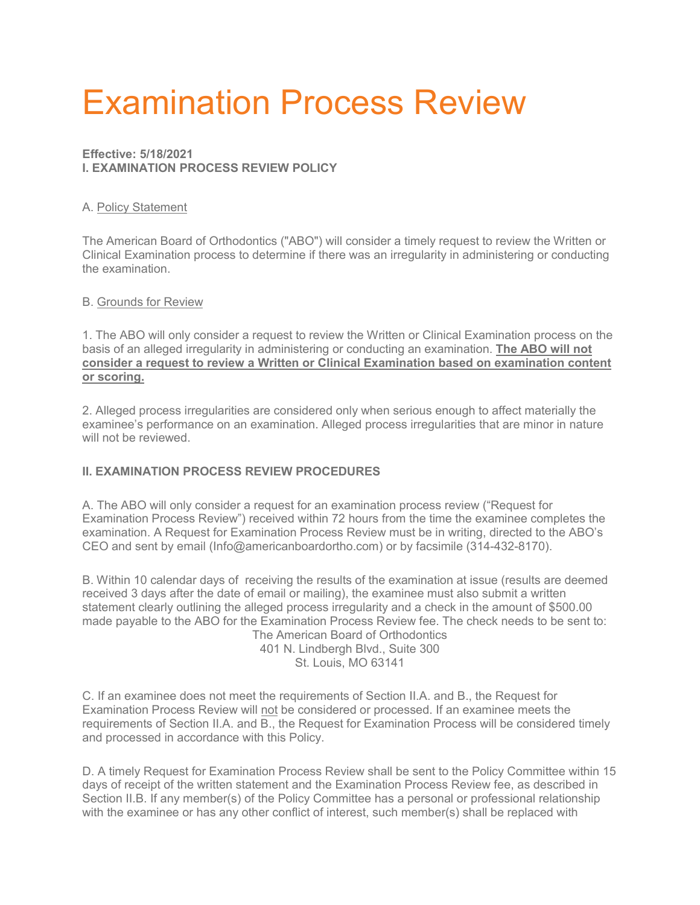# Examination Process Review

**Effective: 5/18/2021**
**I. EXAMINATION PROCESS REVIEW POLICY**

A. Policy Statement

The American Board of Orthodontics ("ABO") will consider a timely request to review the Written or Clinical Examination process to determine if there was an irregularity in administering or conducting the examination.

B. Grounds for Review

1. The ABO will only consider a request to review the Written or Clinical Examination process on the basis of an alleged irregularity in administering or conducting an examination. **The ABO will not consider a request to review a Written or Clinical Examination based on examination content or scoring.**

2. Alleged process irregularities are considered only when serious enough to affect materially the examinee's performance on an examination. Alleged process irregularities that are minor in nature will not be reviewed.

**II. EXAMINATION PROCESS REVIEW PROCEDURES**

A. The ABO will only consider a request for an examination process review ("Request for Examination Process Review") received within 72 hours from the time the examinee completes the examination. A Request for Examination Process Review must be in writing, directed to the ABO's CEO and sent by email (Info@americanboardortho.com) or by facsimile (314-432-8170).

B. Within 10 calendar days of receiving the results of the examination at issue (results are deemed received 3 days after the date of email or mailing), the examinee must also submit a written statement clearly outlining the alleged process irregularity and a check in the amount of $500.00 made payable to the ABO for the Examination Process Review fee. The check needs to be sent to:

The American Board of Orthodontics
401 N. Lindbergh Blvd., Suite 300
St. Louis, MO 63141

C. If an examinee does not meet the requirements of Section II.A. and B., the Request for Examination Process Review will not be considered or processed. If an examinee meets the requirements of Section II.A. and B., the Request for Examination Process will be considered timely and processed in accordance with this Policy.

D. A timely Request for Examination Process Review shall be sent to the Policy Committee within 15 days of receipt of the written statement and the Examination Process Review fee, as described in Section II.B. If any member(s) of the Policy Committee has a personal or professional relationship with the examinee or has any other conflict of interest, such member(s) shall be replaced with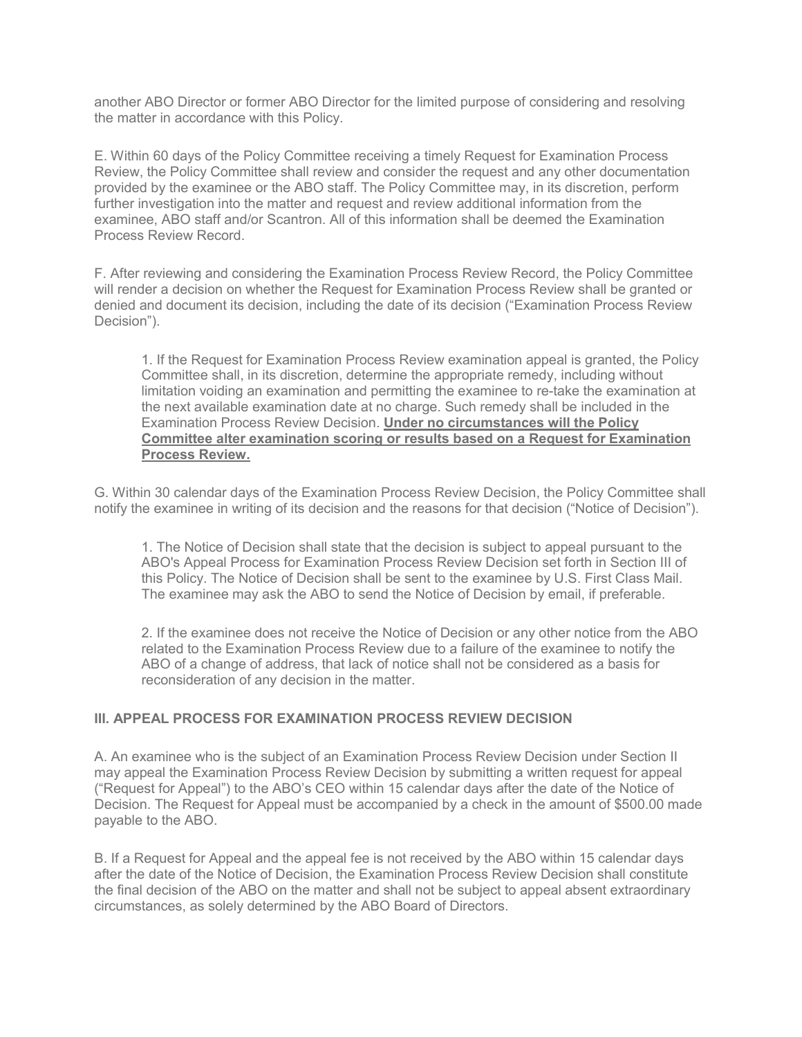another ABO Director or former ABO Director for the limited purpose of considering and resolving the matter in accordance with this Policy.

E. Within 60 days of the Policy Committee receiving a timely Request for Examination Process Review, the Policy Committee shall review and consider the request and any other documentation provided by the examinee or the ABO staff. The Policy Committee may, in its discretion, perform further investigation into the matter and request and review additional information from the examinee, ABO staff and/or Scantron. All of this information shall be deemed the Examination Process Review Record.

F. After reviewing and considering the Examination Process Review Record, the Policy Committee will render a decision on whether the Request for Examination Process Review shall be granted or denied and document its decision, including the date of its decision ("Examination Process Review Decision").

> 1. If the Request for Examination Process Review examination appeal is granted, the Policy Committee shall, in its discretion, determine the appropriate remedy, including without limitation voiding an examination and permitting the examinee to re-take the examination at the next available examination date at no charge. Such remedy shall be included in the Examination Process Review Decision. <u>**Under no circumstances will the Policy Committee alter examination scoring or results based on a Request for Examination Process Review.**</u>

G. Within 30 calendar days of the Examination Process Review Decision, the Policy Committee shall notify the examinee in writing of its decision and the reasons for that decision ("Notice of Decision").

> 1. The Notice of Decision shall state that the decision is subject to appeal pursuant to the ABO's Appeal Process for Examination Process Review Decision set forth in Section III of this Policy. The Notice of Decision shall be sent to the examinee by U.S. First Class Mail. The examinee may ask the ABO to send the Notice of Decision by email, if preferable.
>
> 2. If the examinee does not receive the Notice of Decision or any other notice from the ABO related to the Examination Process Review due to a failure of the examinee to notify the ABO of a change of address, that lack of notice shall not be considered as a basis for reconsideration of any decision in the matter.

### III. APPEAL PROCESS FOR EXAMINATION PROCESS REVIEW DECISION

A. An examinee who is the subject of an Examination Process Review Decision under Section II may appeal the Examination Process Review Decision by submitting a written request for appeal ("Request for Appeal") to the ABO's CEO within 15 calendar days after the date of the Notice of Decision. The Request for Appeal must be accompanied by a check in the amount of $500.00 made payable to the ABO.

B. If a Request for Appeal and the appeal fee is not received by the ABO within 15 calendar days after the date of the Notice of Decision, the Examination Process Review Decision shall constitute the final decision of the ABO on the matter and shall not be subject to appeal absent extraordinary circumstances, as solely determined by the ABO Board of Directors.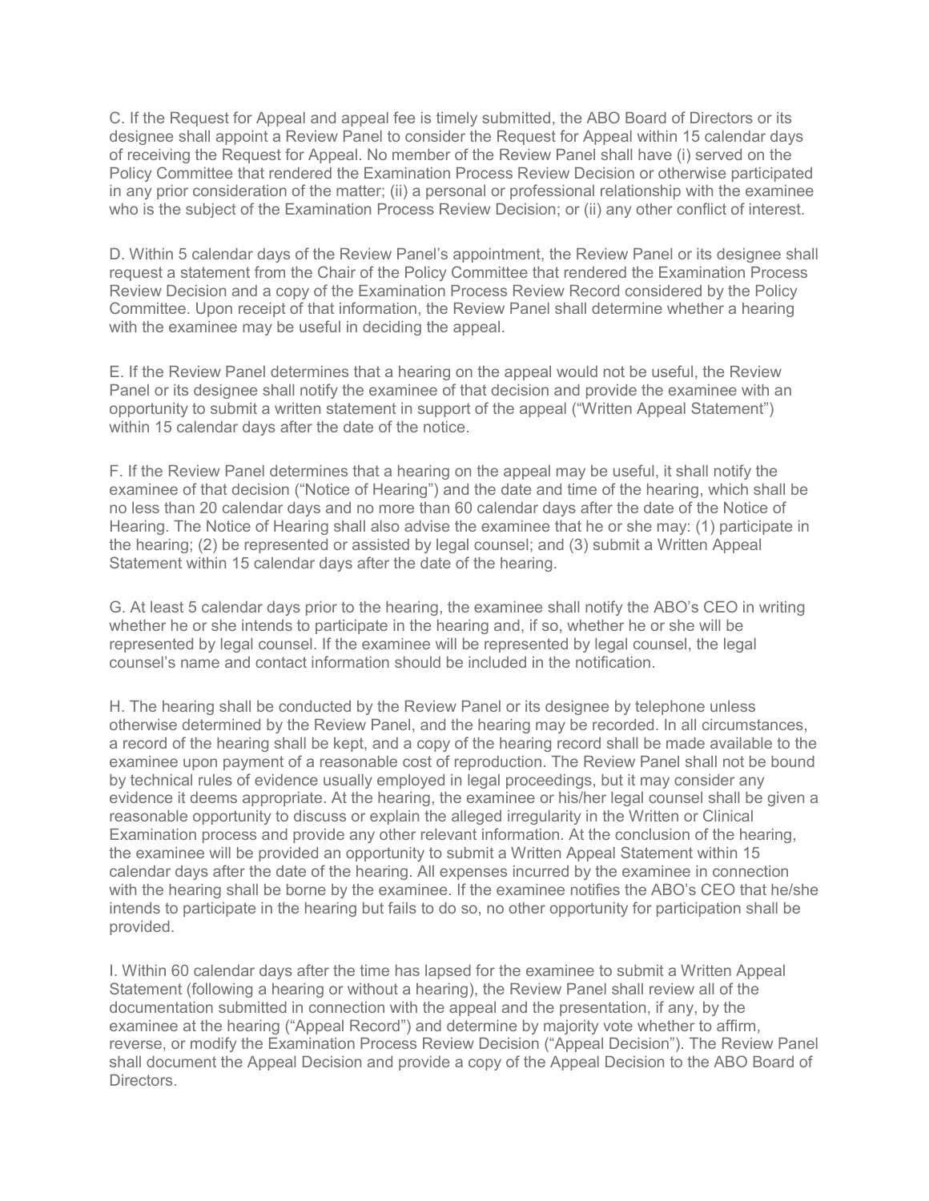C. If the Request for Appeal and appeal fee is timely submitted, the ABO Board of Directors or its designee shall appoint a Review Panel to consider the Request for Appeal within 15 calendar days of receiving the Request for Appeal. No member of the Review Panel shall have (i) served on the Policy Committee that rendered the Examination Process Review Decision or otherwise participated in any prior consideration of the matter; (ii) a personal or professional relationship with the examinee who is the subject of the Examination Process Review Decision; or (ii) any other conflict of interest.

D. Within 5 calendar days of the Review Panel's appointment, the Review Panel or its designee shall request a statement from the Chair of the Policy Committee that rendered the Examination Process Review Decision and a copy of the Examination Process Review Record considered by the Policy Committee. Upon receipt of that information, the Review Panel shall determine whether a hearing with the examinee may be useful in deciding the appeal.

E. If the Review Panel determines that a hearing on the appeal would not be useful, the Review Panel or its designee shall notify the examinee of that decision and provide the examinee with an opportunity to submit a written statement in support of the appeal ("Written Appeal Statement") within 15 calendar days after the date of the notice.

F. If the Review Panel determines that a hearing on the appeal may be useful, it shall notify the examinee of that decision ("Notice of Hearing") and the date and time of the hearing, which shall be no less than 20 calendar days and no more than 60 calendar days after the date of the Notice of Hearing. The Notice of Hearing shall also advise the examinee that he or she may: (1) participate in the hearing; (2) be represented or assisted by legal counsel; and (3) submit a Written Appeal Statement within 15 calendar days after the date of the hearing.

G. At least 5 calendar days prior to the hearing, the examinee shall notify the ABO's CEO in writing whether he or she intends to participate in the hearing and, if so, whether he or she will be represented by legal counsel. If the examinee will be represented by legal counsel, the legal counsel's name and contact information should be included in the notification.

H. The hearing shall be conducted by the Review Panel or its designee by telephone unless otherwise determined by the Review Panel, and the hearing may be recorded. In all circumstances, a record of the hearing shall be kept, and a copy of the hearing record shall be made available to the examinee upon payment of a reasonable cost of reproduction. The Review Panel shall not be bound by technical rules of evidence usually employed in legal proceedings, but it may consider any evidence it deems appropriate. At the hearing, the examinee or his/her legal counsel shall be given a reasonable opportunity to discuss or explain the alleged irregularity in the Written or Clinical Examination process and provide any other relevant information. At the conclusion of the hearing, the examinee will be provided an opportunity to submit a Written Appeal Statement within 15 calendar days after the date of the hearing. All expenses incurred by the examinee in connection with the hearing shall be borne by the examinee. If the examinee notifies the ABO's CEO that he/she intends to participate in the hearing but fails to do so, no other opportunity for participation shall be provided.

I. Within 60 calendar days after the time has lapsed for the examinee to submit a Written Appeal Statement (following a hearing or without a hearing), the Review Panel shall review all of the documentation submitted in connection with the appeal and the presentation, if any, by the examinee at the hearing ("Appeal Record") and determine by majority vote whether to affirm, reverse, or modify the Examination Process Review Decision ("Appeal Decision"). The Review Panel shall document the Appeal Decision and provide a copy of the Appeal Decision to the ABO Board of Directors.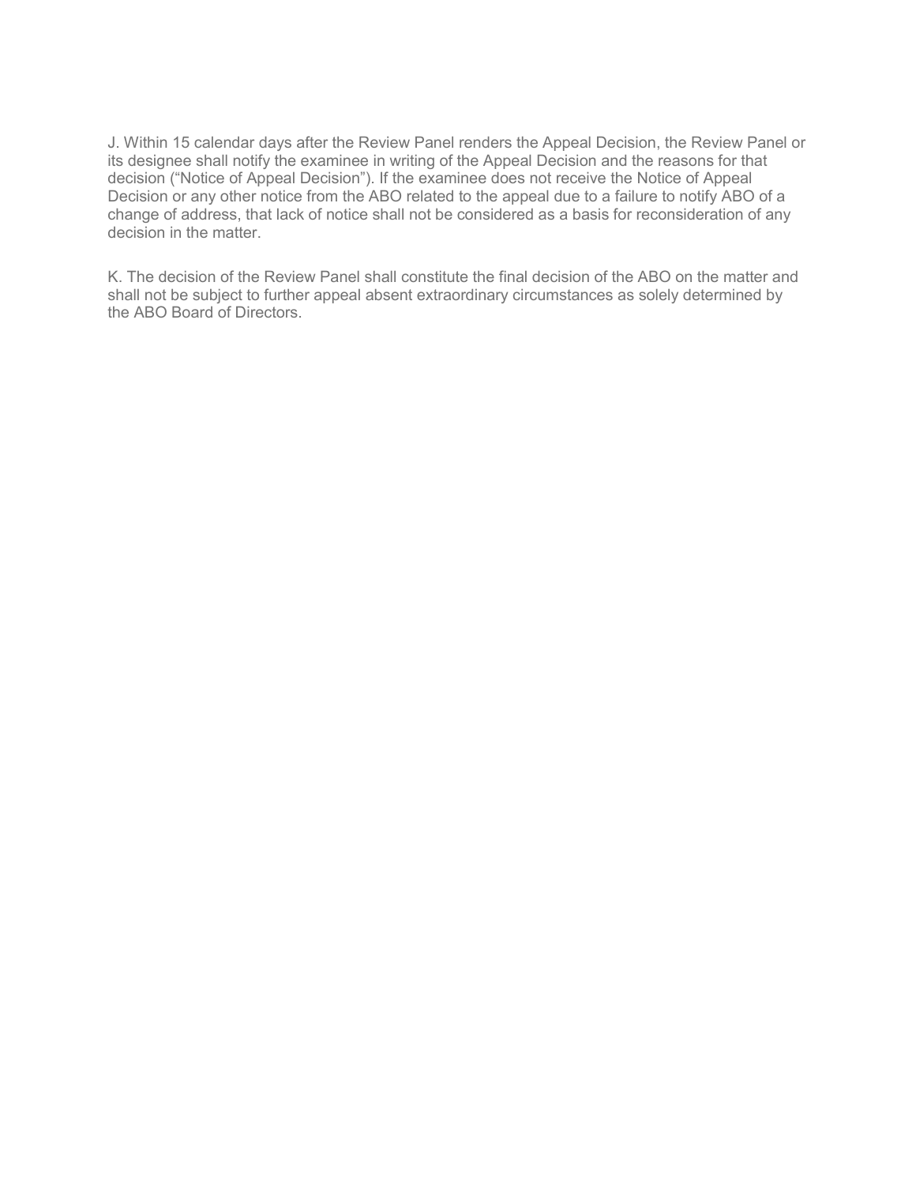J. Within 15 calendar days after the Review Panel renders the Appeal Decision, the Review Panel or its designee shall notify the examinee in writing of the Appeal Decision and the reasons for that decision ("Notice of Appeal Decision"). If the examinee does not receive the Notice of Appeal Decision or any other notice from the ABO related to the appeal due to a failure to notify ABO of a change of address, that lack of notice shall not be considered as a basis for reconsideration of any decision in the matter.

K. The decision of the Review Panel shall constitute the final decision of the ABO on the matter and shall not be subject to further appeal absent extraordinary circumstances as solely determined by the ABO Board of Directors.